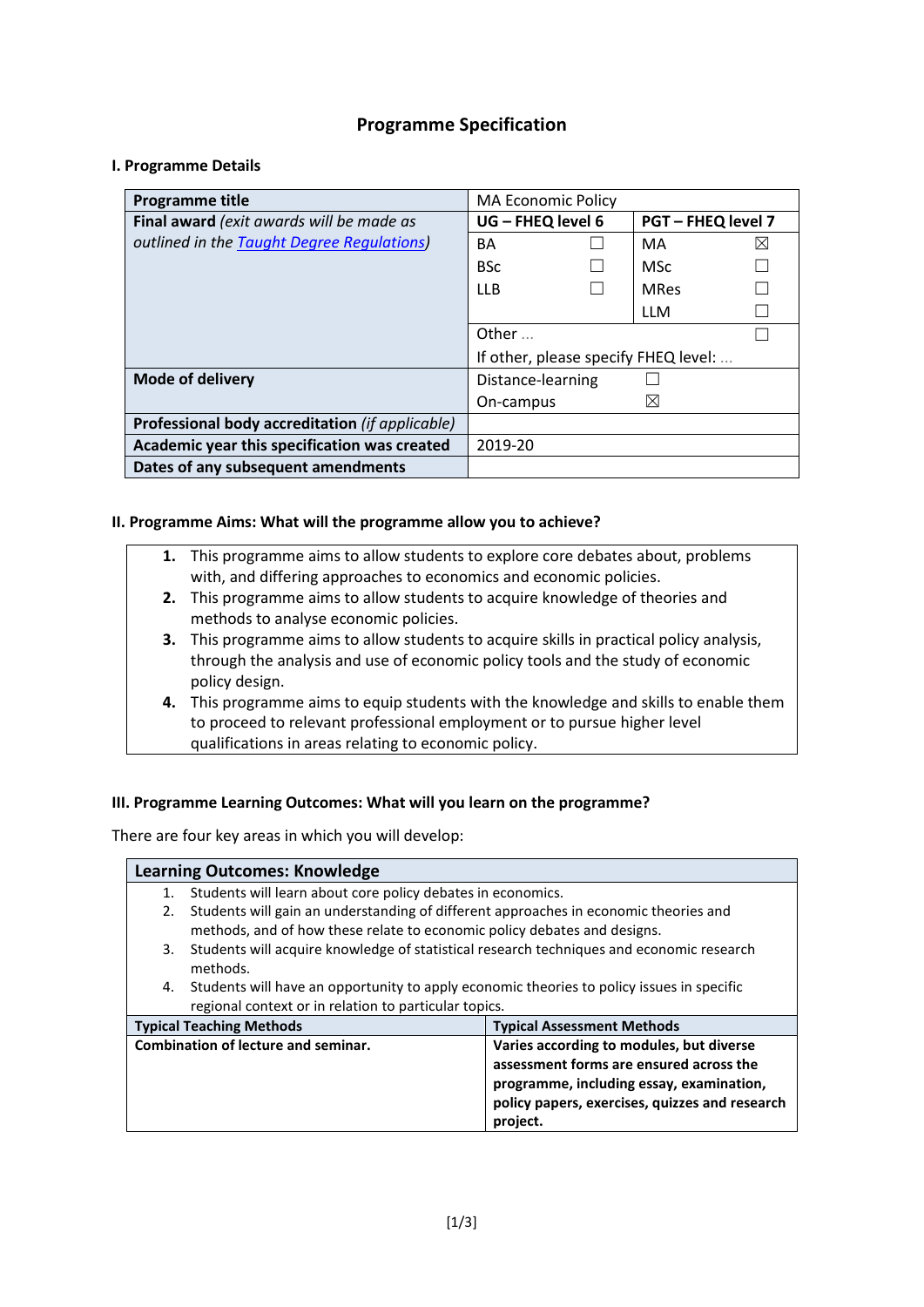# Programme Specification

## I. Programme Details

| Programme title | MA Economic Policy | | | |
|---|---|---|---|---|
| **Final award** *(exit awards will be made as outlined in the [Taught Degree Regulations](#))* | **UG – FHEQ level 6** | | **PGT – FHEQ level 7** | |
| | BA | ☐ | MA | ☒ |
| | BSc | ☐ | MSc | ☐ |
| | LLB | ☐ | MRes | ☐ |
| | | | LLM | ☐ |
| | Other … | | | ☐ |
| | If other, please specify FHEQ level: … | | | |
| **Mode of delivery** | Distance-learning ☐ | | | |
| | On-campus ☒ | | | |
| **Professional body accreditation** *(if applicable)* | | | | |
| **Academic year this specification was created** | 2019-20 | | | |
| **Dates of any subsequent amendments** | | | | |

## II. Programme Aims: What will the programme allow you to achieve?

1. This programme aims to allow students to explore core debates about, problems with, and differing approaches to economics and economic policies.
2. This programme aims to allow students to acquire knowledge of theories and methods to analyse economic policies.
3. This programme aims to allow students to acquire skills in practical policy analysis, through the analysis and use of economic policy tools and the study of economic policy design.
4. This programme aims to equip students with the knowledge and skills to enable them to proceed to relevant professional employment or to pursue higher level qualifications in areas relating to economic policy.

## III. Programme Learning Outcomes: What will you learn on the programme?

There are four key areas in which you will develop:

| Learning Outcomes: Knowledge | |
|---|---|
| 1. Students will learn about core policy debates in economics.<br>2. Students will gain an understanding of different approaches in economic theories and methods, and of how these relate to economic policy debates and designs.<br>3. Students will acquire knowledge of statistical research techniques and economic research methods.<br>4. Students will have an opportunity to apply economic theories to policy issues in specific regional context or in relation to particular topics. | |
| **Typical Teaching Methods** | **Typical Assessment Methods** |
| **Combination of lecture and seminar.** | **Varies according to modules, but diverse assessment forms are ensured across the programme, including essay, examination, policy papers, exercises, quizzes and research project.** |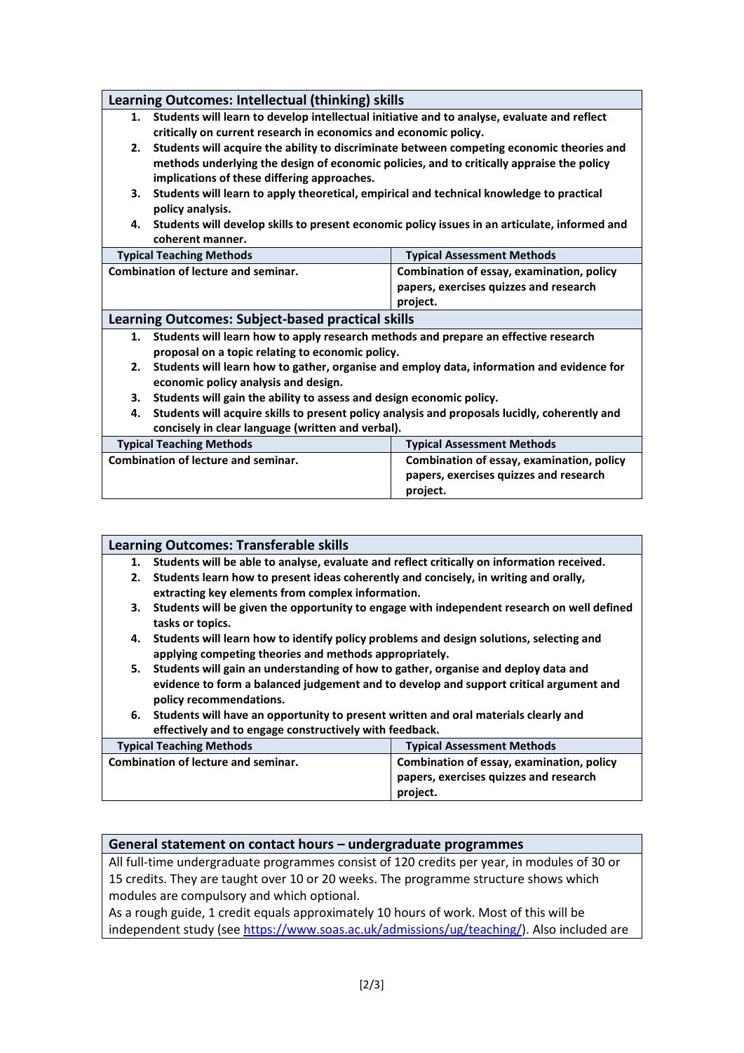| Learning Outcomes: Intellectual (thinking) skills | |
|---|---|
| 1. **Students will learn to develop intellectual initiative and to analyse, evaluate and reflect critically on current research in economics and economic policy.**<br>2. **Students will acquire the ability to discriminate between competing economic theories and methods underlying the design of economic policies, and to critically appraise the policy implications of these differing approaches.**<br>3. **Students will learn to apply theoretical, empirical and technical knowledge to practical policy analysis.**<br>4. **Students will develop skills to present economic policy issues in an articulate, informed and coherent manner.** | |
| **Typical Teaching Methods** | **Typical Assessment Methods** |
| **Combination of lecture and seminar.** | **Combination of essay, examination, policy papers, exercises quizzes and research project.** |

| Learning Outcomes: Subject-based practical skills | |
|---|---|
| 1. **Students will learn how to apply research methods and prepare an effective research proposal on a topic relating to economic policy.**<br>2. **Students will learn how to gather, organise and employ data, information and evidence for economic policy analysis and design.**<br>3. **Students will gain the ability to assess and design economic policy.**<br>4. **Students will acquire skills to present policy analysis and proposals lucidly, coherently and concisely in clear language (written and verbal).** | |
| **Typical Teaching Methods** | **Typical Assessment Methods** |
| **Combination of lecture and seminar.** | **Combination of essay, examination, policy papers, exercises quizzes and research project.** |

| Learning Outcomes: Transferable skills | |
|---|---|
| 1. **Students will be able to analyse, evaluate and reflect critically on information received.**<br>2. **Students learn how to present ideas coherently and concisely, in writing and orally, extracting key elements from complex information.**<br>3. **Students will be given the opportunity to engage with independent research on well defined tasks or topics.**<br>4. **Students will learn how to identify policy problems and design solutions, selecting and applying competing theories and methods appropriately.**<br>5. **Students will gain an understanding of how to gather, organise and deploy data and evidence to form a balanced judgement and to develop and support critical argument and policy recommendations.**<br>6. **Students will have an opportunity to present written and oral materials clearly and effectively and to engage constructively with feedback.** | |
| **Typical Teaching Methods** | **Typical Assessment Methods** |
| **Combination of lecture and seminar.** | **Combination of essay, examination, policy papers, exercises quizzes and research project.** |

## General statement on contact hours – undergraduate programmes

All full-time undergraduate programmes consist of 120 credits per year, in modules of 30 or 15 credits. They are taught over 10 or 20 weeks. The programme structure shows which modules are compulsory and which optional.

As a rough guide, 1 credit equals approximately 10 hours of work. Most of this will be independent study (see https://www.soas.ac.uk/admissions/ug/teaching/). Also included are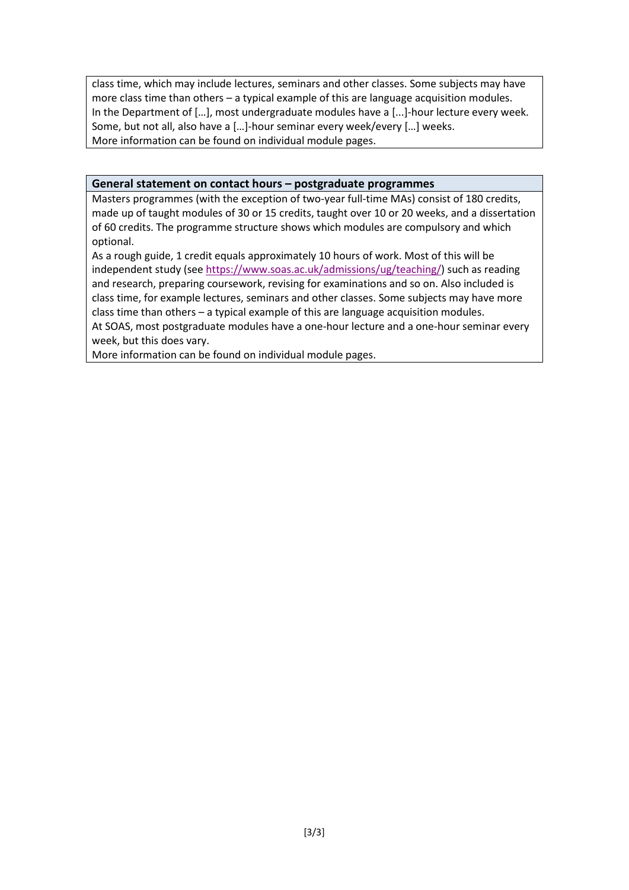class time, which may include lectures, seminars and other classes. Some subjects may have more class time than others – a typical example of this are language acquisition modules.
In the Department of […], most undergraduate modules have a [...]-hour lecture every week. Some, but not all, also have a […]-hour seminar every week/every […] weeks.
More information can be found on individual module pages.

**General statement on contact hours – postgraduate programmes**

Masters programmes (with the exception of two-year full-time MAs) consist of 180 credits, made up of taught modules of 30 or 15 credits, taught over 10 or 20 weeks, and a dissertation of 60 credits. The programme structure shows which modules are compulsory and which optional.
As a rough guide, 1 credit equals approximately 10 hours of work. Most of this will be independent study (see https://www.soas.ac.uk/admissions/ug/teaching/) such as reading and research, preparing coursework, revising for examinations and so on. Also included is class time, for example lectures, seminars and other classes. Some subjects may have more class time than others – a typical example of this are language acquisition modules.
At SOAS, most postgraduate modules have a one-hour lecture and a one-hour seminar every week, but this does vary.
More information can be found on individual module pages.